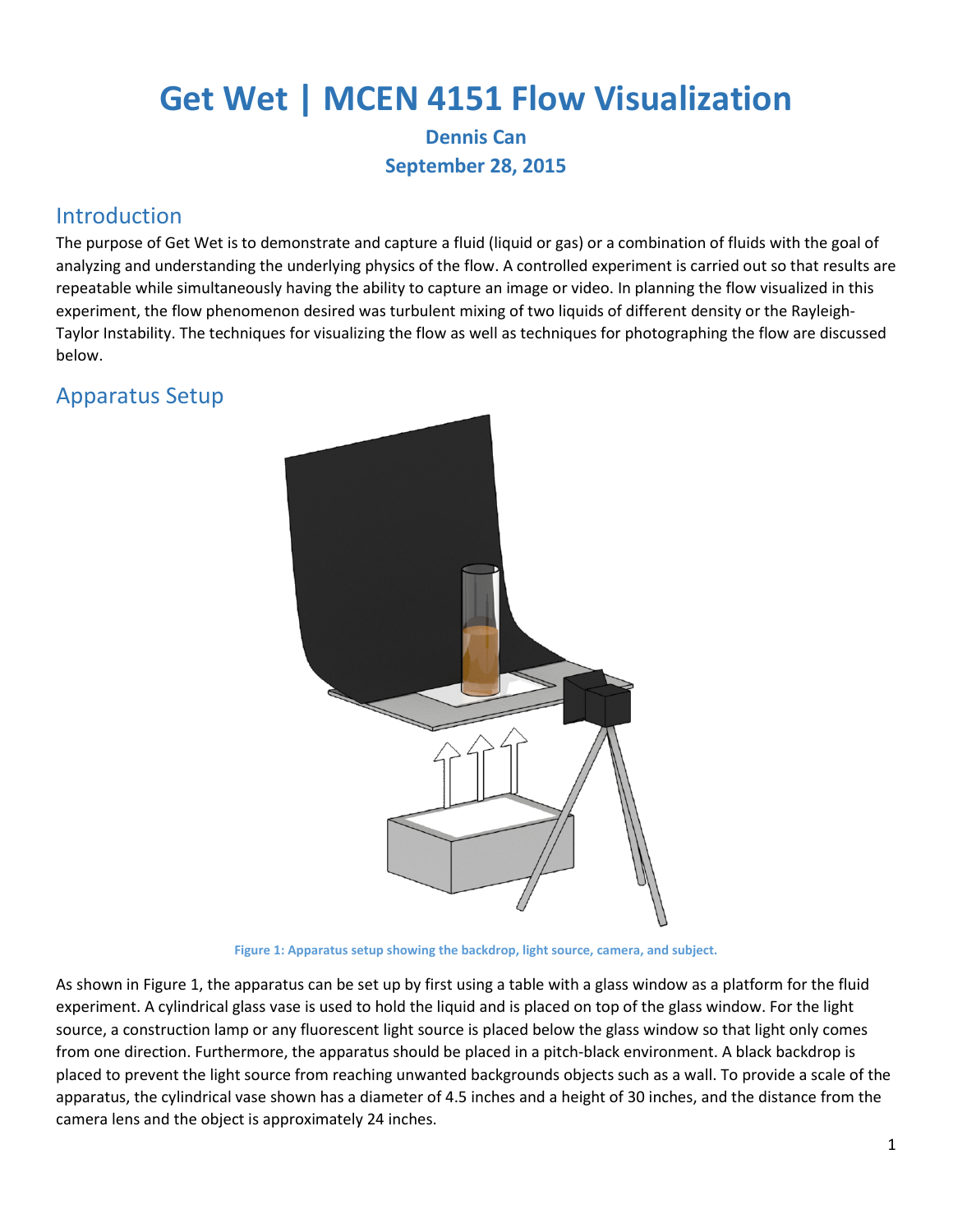# Get Wet | MCEN 4151 Flow Visualization

**Dennis Can**

**September 28, 2015**

## Introduction

The purpose of Get Wet is to demonstrate and capture a fluid (liquid or gas) or a combination of fluids with the goal of analyzing and understanding the underlying physics of the flow. A controlled experiment is carried out so that results are repeatable while simultaneously having the ability to capture an image or video. In planning the flow visualized in this experiment, the flow phenomenon desired was turbulent mixing of two liquids of different density or the Rayleigh-Taylor Instability. The techniques for visualizing the flow as well as techniques for photographing the flow are discussed below.

## Apparatus Setup

Figure 1: Apparatus setup showing the backdrop, light source, camera, and subject.

As shown in Figure 1, the apparatus can be set up by first using a table with a glass window as a platform for the fluid experiment. A cylindrical glass vase is used to hold the liquid and is placed on top of the glass window. For the light source, a construction lamp or any fluorescent light source is placed below the glass window so that light only comes from one direction. Furthermore, the apparatus should be placed in a pitch-black environment. A black backdrop is placed to prevent the light source from reaching unwanted backgrounds objects such as a wall. To provide a scale of the apparatus, the cylindrical vase shown has a diameter of 4.5 inches and a height of 30 inches, and the distance from the camera lens and the object is approximately 24 inches.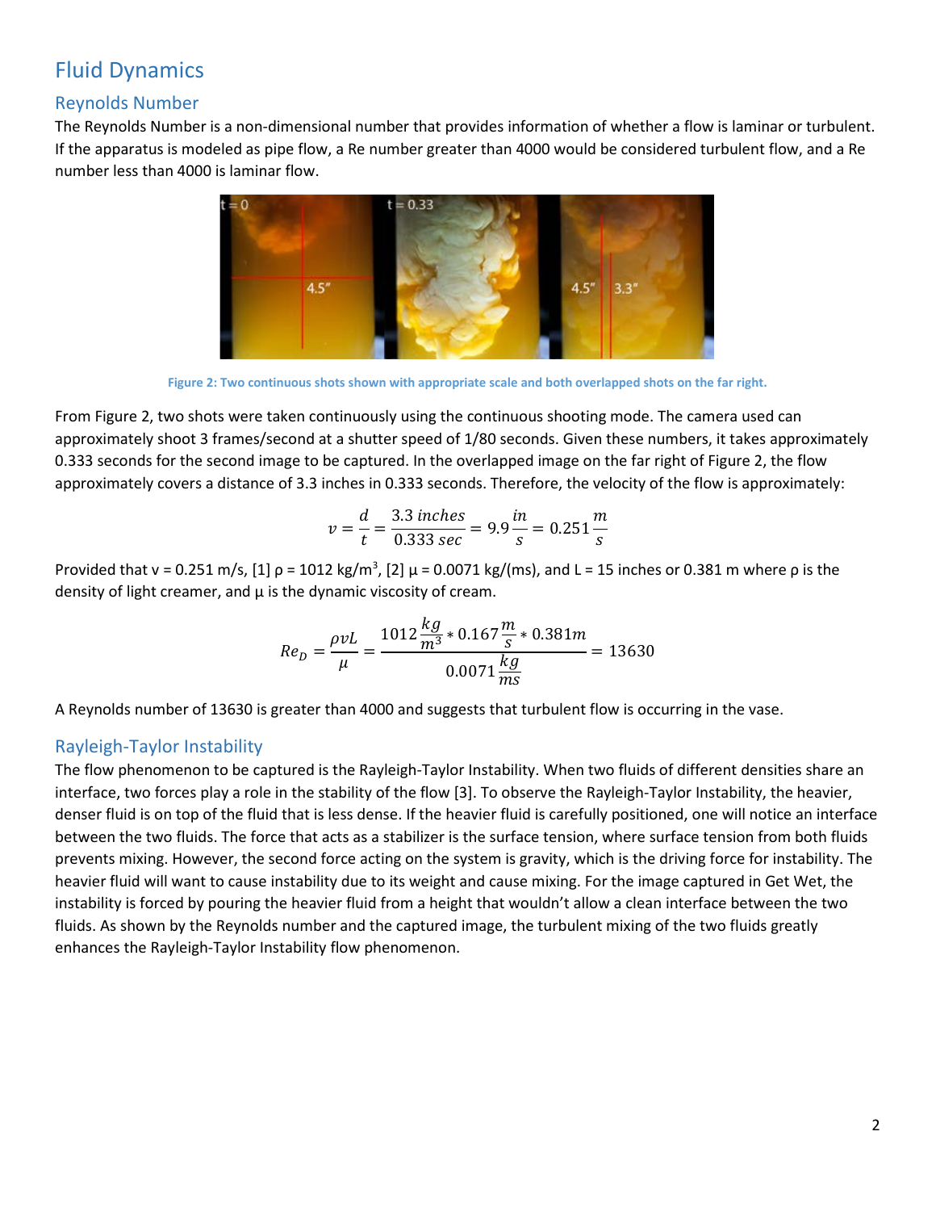# Fluid Dynamics

## Reynolds Number

The Reynolds Number is a non-dimensional number that provides information of whether a flow is laminar or turbulent. If the apparatus is modeled as pipe flow, a Re number greater than 4000 would be considered turbulent flow, and a Re number less than 4000 is laminar flow.

Figure 2: Two continuous shots shown with appropriate scale and both overlapped shots on the far right.

From Figure 2, two shots were taken continuously using the continuous shooting mode. The camera used can approximately shoot 3 frames/second at a shutter speed of 1/80 seconds. Given these numbers, it takes approximately 0.333 seconds for the second image to be captured. In the overlapped image on the far right of Figure 2, the flow approximately covers a distance of 3.3 inches in 0.333 seconds. Therefore, the velocity of the flow is approximately:

$$v = \frac{d}{t} = \frac{3.3\ inches}{0.333\ sec} = 9.9\frac{in}{s} = 0.251\frac{m}{s}$$

Provided that v = 0.251 m/s, [1] ρ = 1012 kg/m$^3$, [2] μ = 0.0071 kg/(ms), and L = 15 inches or 0.381 m where ρ is the density of light creamer, and μ is the dynamic viscosity of cream.

$$Re_D = \frac{\rho v L}{\mu} = \frac{1012\frac{kg}{m^3} * 0.167\frac{m}{s} * 0.381m}{0.0071\frac{kg}{ms}} = 13630$$

A Reynolds number of 13630 is greater than 4000 and suggests that turbulent flow is occurring in the vase.

## Rayleigh-Taylor Instability

The flow phenomenon to be captured is the Rayleigh-Taylor Instability. When two fluids of different densities share an interface, two forces play a role in the stability of the flow [3]. To observe the Rayleigh-Taylor Instability, the heavier, denser fluid is on top of the fluid that is less dense. If the heavier fluid is carefully positioned, one will notice an interface between the two fluids. The force that acts as a stabilizer is the surface tension, where surface tension from both fluids prevents mixing. However, the second force acting on the system is gravity, which is the driving force for instability. The heavier fluid will want to cause instability due to its weight and cause mixing. For the image captured in Get Wet, the instability is forced by pouring the heavier fluid from a height that wouldn't allow a clean interface between the two fluids. As shown by the Reynolds number and the captured image, the turbulent mixing of the two fluids greatly enhances the Rayleigh-Taylor Instability flow phenomenon.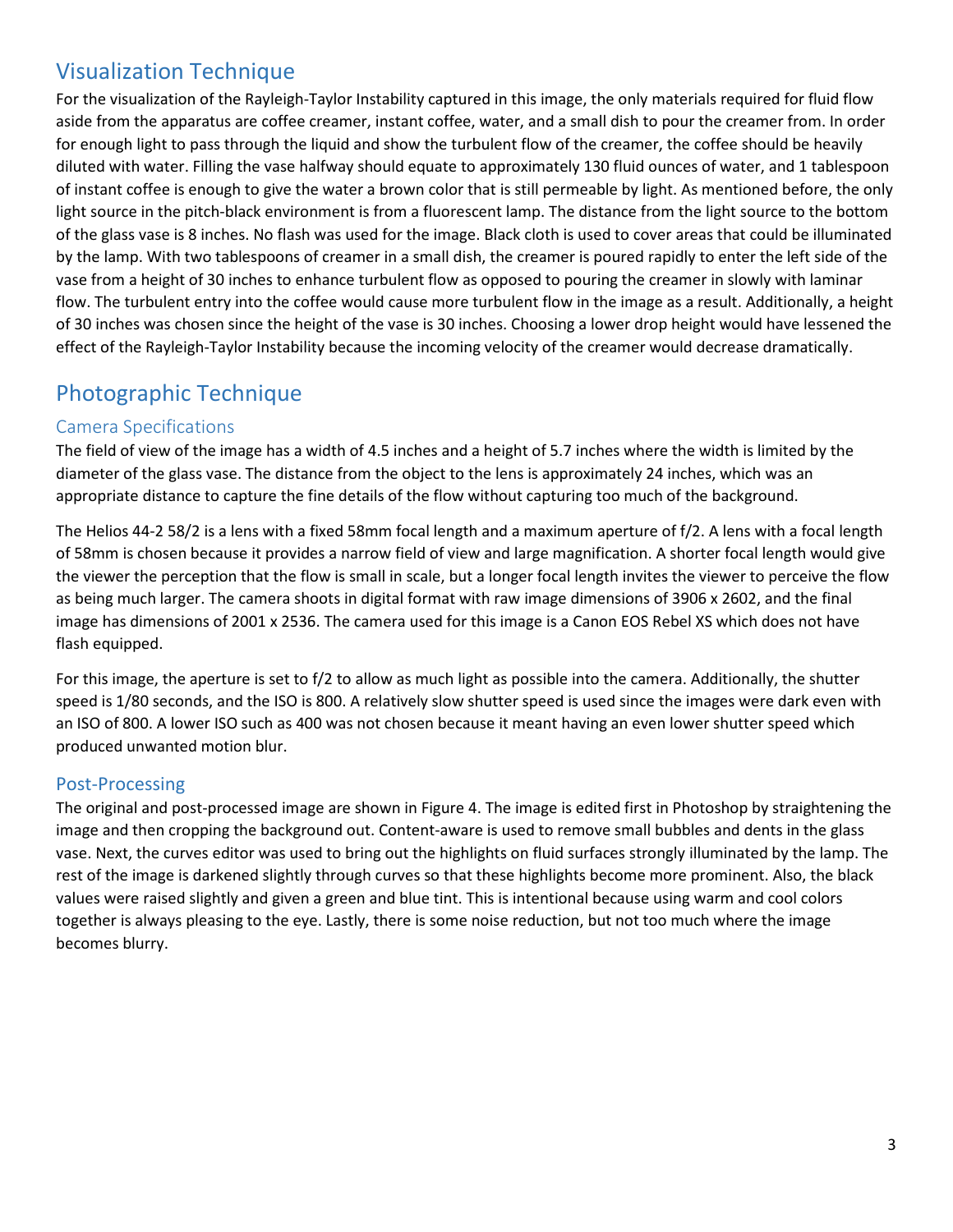## Visualization Technique

For the visualization of the Rayleigh-Taylor Instability captured in this image, the only materials required for fluid flow aside from the apparatus are coffee creamer, instant coffee, water, and a small dish to pour the creamer from. In order for enough light to pass through the liquid and show the turbulent flow of the creamer, the coffee should be heavily diluted with water. Filling the vase halfway should equate to approximately 130 fluid ounces of water, and 1 tablespoon of instant coffee is enough to give the water a brown color that is still permeable by light. As mentioned before, the only light source in the pitch-black environment is from a fluorescent lamp. The distance from the light source to the bottom of the glass vase is 8 inches. No flash was used for the image. Black cloth is used to cover areas that could be illuminated by the lamp. With two tablespoons of creamer in a small dish, the creamer is poured rapidly to enter the left side of the vase from a height of 30 inches to enhance turbulent flow as opposed to pouring the creamer in slowly with laminar flow. The turbulent entry into the coffee would cause more turbulent flow in the image as a result. Additionally, a height of 30 inches was chosen since the height of the vase is 30 inches. Choosing a lower drop height would have lessened the effect of the Rayleigh-Taylor Instability because the incoming velocity of the creamer would decrease dramatically.

## Photographic Technique

### Camera Specifications

The field of view of the image has a width of 4.5 inches and a height of 5.7 inches where the width is limited by the diameter of the glass vase. The distance from the object to the lens is approximately 24 inches, which was an appropriate distance to capture the fine details of the flow without capturing too much of the background.

The Helios 44-2 58/2 is a lens with a fixed 58mm focal length and a maximum aperture of f/2. A lens with a focal length of 58mm is chosen because it provides a narrow field of view and large magnification. A shorter focal length would give the viewer the perception that the flow is small in scale, but a longer focal length invites the viewer to perceive the flow as being much larger. The camera shoots in digital format with raw image dimensions of 3906 x 2602, and the final image has dimensions of 2001 x 2536. The camera used for this image is a Canon EOS Rebel XS which does not have flash equipped.

For this image, the aperture is set to f/2 to allow as much light as possible into the camera. Additionally, the shutter speed is 1/80 seconds, and the ISO is 800. A relatively slow shutter speed is used since the images were dark even with an ISO of 800. A lower ISO such as 400 was not chosen because it meant having an even lower shutter speed which produced unwanted motion blur.

### Post-Processing

The original and post-processed image are shown in Figure 4. The image is edited first in Photoshop by straightening the image and then cropping the background out. Content-aware is used to remove small bubbles and dents in the glass vase. Next, the curves editor was used to bring out the highlights on fluid surfaces strongly illuminated by the lamp. The rest of the image is darkened slightly through curves so that these highlights become more prominent. Also, the black values were raised slightly and given a green and blue tint. This is intentional because using warm and cool colors together is always pleasing to the eye. Lastly, there is some noise reduction, but not too much where the image becomes blurry.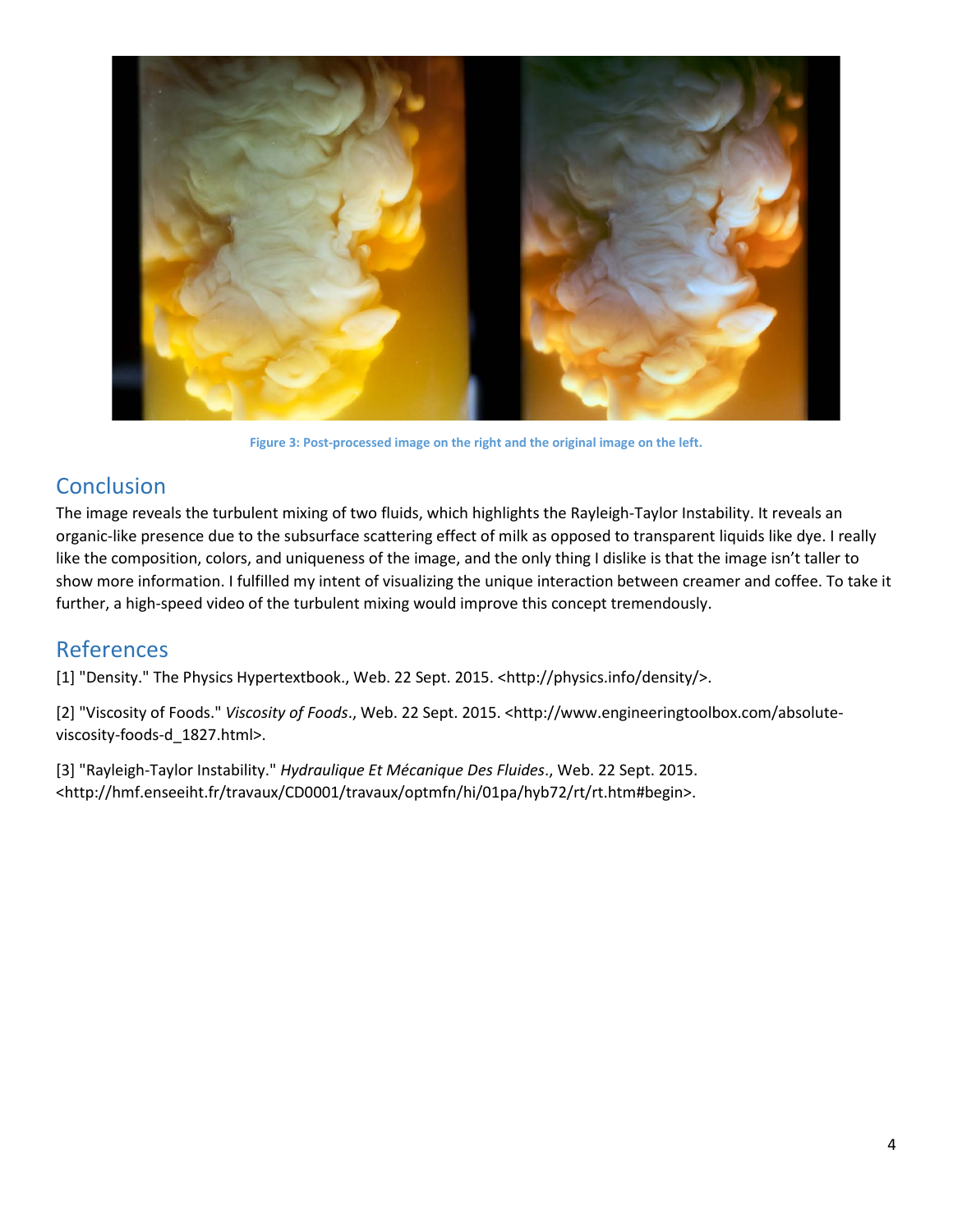Figure 3: Post-processed image on the right and the original image on the left.

## Conclusion

The image reveals the turbulent mixing of two fluids, which highlights the Rayleigh-Taylor Instability. It reveals an organic-like presence due to the subsurface scattering effect of milk as opposed to transparent liquids like dye. I really like the composition, colors, and uniqueness of the image, and the only thing I dislike is that the image isn't taller to show more information. I fulfilled my intent of visualizing the unique interaction between creamer and coffee. To take it further, a high-speed video of the turbulent mixing would improve this concept tremendously.

## References

[1] "Density." The Physics Hypertextbook., Web. 22 Sept. 2015. <http://physics.info/density/>.

[2] "Viscosity of Foods." *Viscosity of Foods*., Web. 22 Sept. 2015. <http://www.engineeringtoolbox.com/absolute-viscosity-foods-d_1827.html>.

[3] "Rayleigh-Taylor Instability." *Hydraulique Et Mécanique Des Fluides*., Web. 22 Sept. 2015. <http://hmf.enseeiht.fr/travaux/CD0001/travaux/optmfn/hi/01pa/hyb72/rt/rt.htm#begin>.